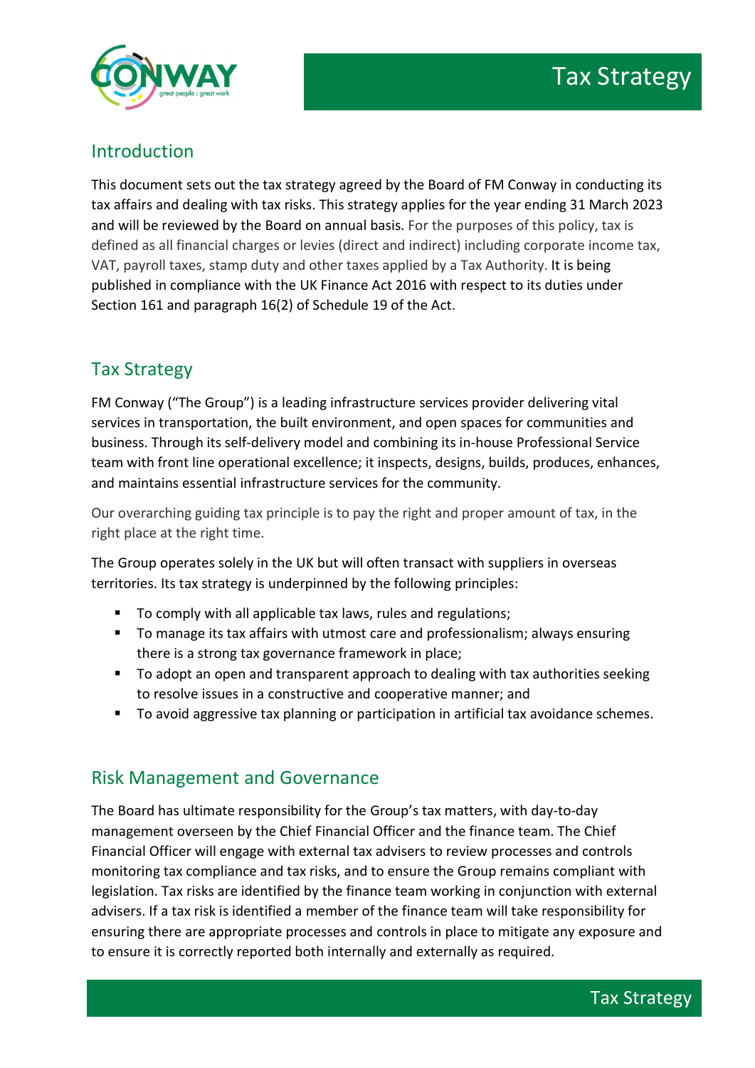# Tax Strategy

## Introduction

This document sets out the tax strategy agreed by the Board of FM Conway in conducting its tax affairs and dealing with tax risks. This strategy applies for the year ending 31 March 2023 and will be reviewed by the Board on annual basis. For the purposes of this policy, tax is defined as all financial charges or levies (direct and indirect) including corporate income tax, VAT, payroll taxes, stamp duty and other taxes applied by a Tax Authority. It is being published in compliance with the UK Finance Act 2016 with respect to its duties under Section 161 and paragraph 16(2) of Schedule 19 of the Act.

## Tax Strategy

FM Conway ("The Group") is a leading infrastructure services provider delivering vital services in transportation, the built environment, and open spaces for communities and business. Through its self-delivery model and combining its in-house Professional Service team with front line operational excellence; it inspects, designs, builds, produces, enhances, and maintains essential infrastructure services for the community.

Our overarching guiding tax principle is to pay the right and proper amount of tax, in the right place at the right time.

The Group operates solely in the UK but will often transact with suppliers in overseas territories. Its tax strategy is underpinned by the following principles:

- To comply with all applicable tax laws, rules and regulations;
- To manage its tax affairs with utmost care and professionalism; always ensuring there is a strong tax governance framework in place;
- To adopt an open and transparent approach to dealing with tax authorities seeking to resolve issues in a constructive and cooperative manner; and
- To avoid aggressive tax planning or participation in artificial tax avoidance schemes.

## Risk Management and Governance

The Board has ultimate responsibility for the Group's tax matters, with day-to-day management overseen by the Chief Financial Officer and the finance team. The Chief Financial Officer will engage with external tax advisers to review processes and controls monitoring tax compliance and tax risks, and to ensure the Group remains compliant with legislation. Tax risks are identified by the finance team working in conjunction with external advisers. If a tax risk is identified a member of the finance team will take responsibility for ensuring there are appropriate processes and controls in place to mitigate any exposure and to ensure it is correctly reported both internally and externally as required.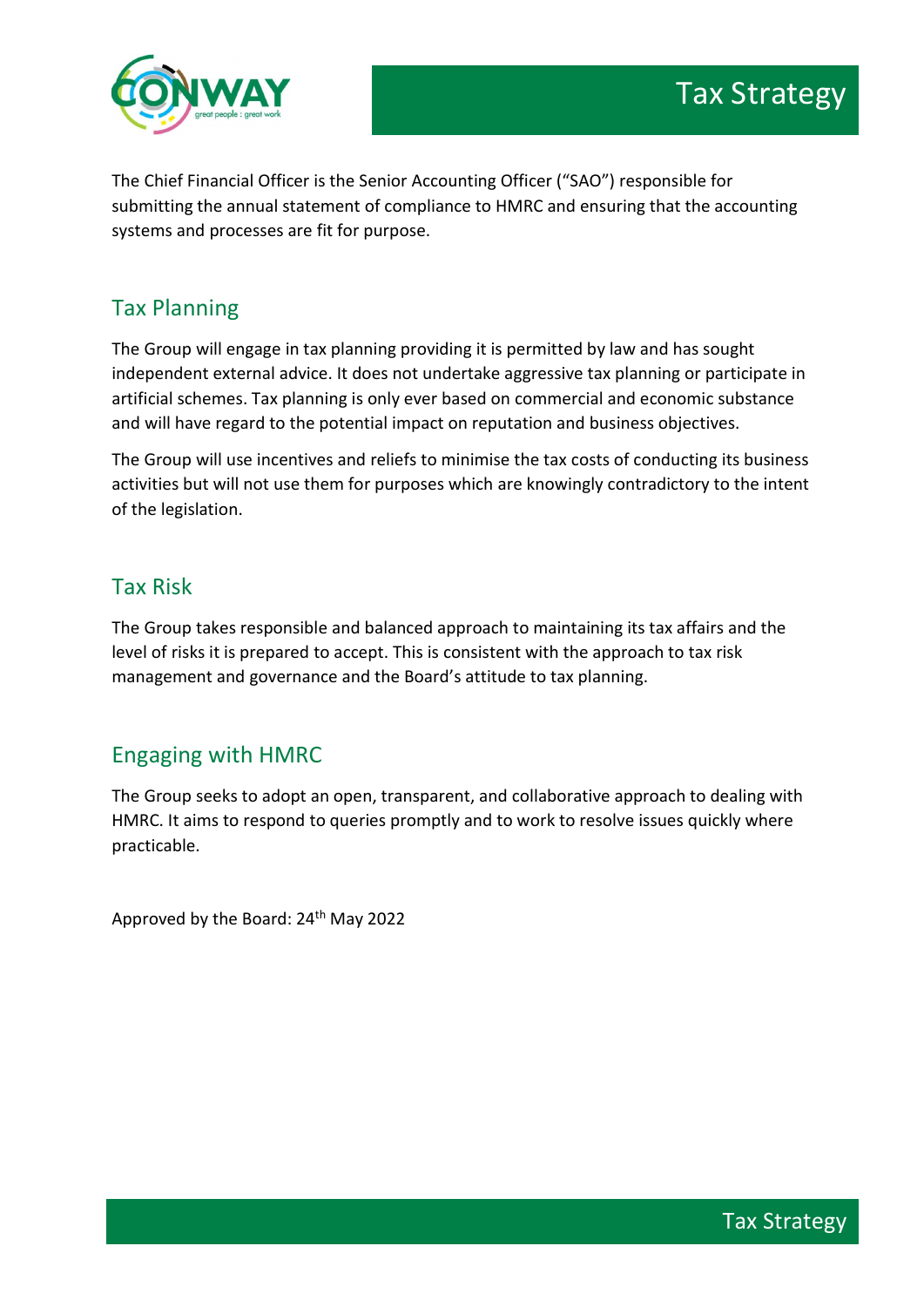The Chief Financial Officer is the Senior Accounting Officer ("SAO") responsible for submitting the annual statement of compliance to HMRC and ensuring that the accounting systems and processes are fit for purpose.

## Tax Planning

The Group will engage in tax planning providing it is permitted by law and has sought independent external advice. It does not undertake aggressive tax planning or participate in artificial schemes. Tax planning is only ever based on commercial and economic substance and will have regard to the potential impact on reputation and business objectives.

The Group will use incentives and reliefs to minimise the tax costs of conducting its business activities but will not use them for purposes which are knowingly contradictory to the intent of the legislation.

## Tax Risk

The Group takes responsible and balanced approach to maintaining its tax affairs and the level of risks it is prepared to accept. This is consistent with the approach to tax risk management and governance and the Board's attitude to tax planning.

## Engaging with HMRC

The Group seeks to adopt an open, transparent, and collaborative approach to dealing with HMRC. It aims to respond to queries promptly and to work to resolve issues quickly where practicable.

Approved by the Board: 24th May 2022